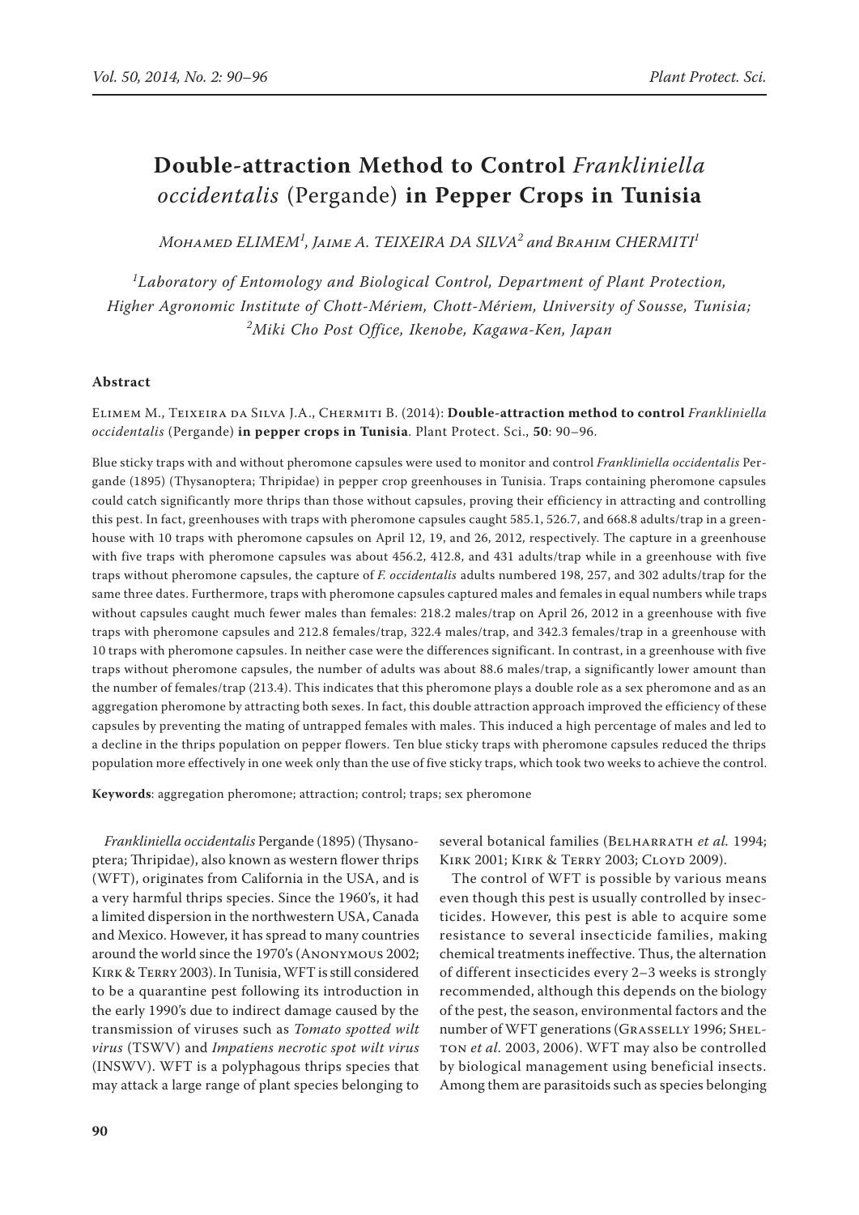# Double-attraction Method to Control *Frankliniella occidentalis* (Pergande) in Pepper Crops in Tunisia

Mohamed ELIMEM[1], Jaime A. TEIXEIRA DA SILVA[2] and Brahim CHERMITI[1]

[1]Laboratory of Entomology and Biological Control, Department of Plant Protection, Higher Agronomic Institute of Chott-Mériem, Chott-Mériem, University of Sousse, Tunisia; [2]Miki Cho Post Office, Ikenobe, Kagawa-Ken, Japan

## Abstract

Elimem M., Teixeira da Silva J.A., Chermiti B. (2014): **Double-attraction method to control** ***Frankliniella occidentalis*** **(Pergande) in pepper crops in Tunisia**. Plant Protect. Sci., **50**: 90–96.

Blue sticky traps with and without pheromone capsules were used to monitor and control *Frankliniella occidentalis* Pergande (1895) (Thysanoptera; Thripidae) in pepper crop greenhouses in Tunisia. Traps containing pheromone capsules could catch significantly more thrips than those without capsules, proving their efficiency in attracting and controlling this pest. In fact, greenhouses with traps with pheromone capsules caught 585.1, 526.7, and 668.8 adults/trap in a greenhouse with 10 traps with pheromone capsules on April 12, 19, and 26, 2012, respectively. The capture in a greenhouse with five traps with pheromone capsules was about 456.2, 412.8, and 431 adults/trap while in a greenhouse with five traps without pheromone capsules, the capture of *F. occidentalis* adults numbered 198, 257, and 302 adults/trap for the same three dates. Furthermore, traps with pheromone capsules captured males and females in equal numbers while traps without capsules caught much fewer males than females: 218.2 males/trap on April 26, 2012 in a greenhouse with five traps with pheromone capsules and 212.8 females/trap, 322.4 males/trap, and 342.3 females/trap in a greenhouse with 10 traps with pheromone capsules. In neither case were the differences significant. In contrast, in a greenhouse with five traps without pheromone capsules, the number of adults was about 88.6 males/trap, a significantly lower amount than the number of females/trap (213.4). This indicates that this pheromone plays a double role as a sex pheromone and as an aggregation pheromone by attracting both sexes. In fact, this double attraction approach improved the efficiency of these capsules by preventing the mating of untrapped females with males. This induced a high percentage of males and led to a decline in the thrips population on pepper flowers. Ten blue sticky traps with pheromone capsules reduced the thrips population more effectively in one week only than the use of five sticky traps, which took two weeks to achieve the control.

**Keywords**: aggregation pheromone; attraction; control; traps; sex pheromone

*Frankliniella occidentalis* Pergande (1895) (Thysanoptera; Thripidae), also known as western flower thrips (WFT), originates from California in the USA, and is a very harmful thrips species. Since the 1960's, it had a limited dispersion in the northwestern USA, Canada and Mexico. However, it has spread to many countries around the world since the 1970's (Anonymous 2002; Kirk & Terry 2003). In Tunisia, WFT is still considered to be a quarantine pest following its introduction in the early 1990's due to indirect damage caused by the transmission of viruses such as *Tomato spotted wilt virus* (TSWV) and *Impatiens necrotic spot wilt virus* (INSWV). WFT is a polyphagous thrips species that may attack a large range of plant species belonging to several botanical families (Belharrath *et al.* 1994; Kirk 2001; Kirk & Terry 2003; Cloyd 2009).

The control of WFT is possible by various means even though this pest is usually controlled by insecticides. However, this pest is able to acquire some resistance to several insecticide families, making chemical treatments ineffective. Thus, the alternation of different insecticides every 2–3 weeks is strongly recommended, although this depends on the biology of the pest, the season, environmental factors and the number of WFT generations (Grasselly 1996; Shelton *et al.* 2003, 2006). WFT may also be controlled by biological management using beneficial insects. Among them are parasitoids such as species belonging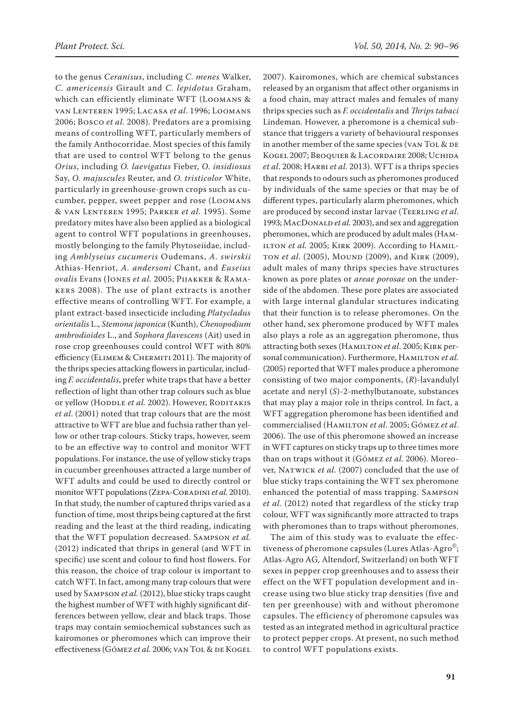to the genus *Ceranisus*, including *C. menes* Walker, *C. americensis* Girault and *C. lepidotus* Graham, which can efficiently eliminate WFT (Loomans & van Lenteren 1995; Lacasa *et al*. 1996; Loomans 2006; Bosco *et al.* 2008). Predators are a promising means of controlling WFT, particularly members of the family Anthocorridae. Most species of this family that are used to control WFT belong to the genus *Orius*, including *O. laevigatus* Fieber, *O. insidiosus* Say, *O. majuscules* Reuter, and *O. tristicolor* White, particularly in greenhouse-grown crops such as cucumber, pepper, sweet pepper and rose (Loomans & van Lenteren 1995; Parker *et al.* 1995). Some predatory mites have also been applied as a biological agent to control WFT populations in greenhouses, mostly belonging to the family Phytoseiidae, including *Amblyseius cucumeris* Oudemans, *A. swirskii* Athias-Henriot, *A. andersoni* Chant, and *Euseius ovalis* Evans (Jones *et al.* 2005; Pijakker & Ramakers 2008). The use of plant extracts is another effective means of controlling WFT. For example, a plant extract-based insecticide including *Platycladus orientalis* L., *Stemona japonica* (Kunth), *Chenopodium ambrodioides* L., and *Sophora flavescens* (Ait) used in rose crop greenhouses could control WFT with 80% efficiency (Elimem & Chermiti 2011). The majority of the thrips species attacking flowers in particular, including *F. occidentalis*, prefer white traps that have a better reflection of light than other trap colours such as blue or yellow (Hoddle *et al.* 2002). However, Roditakis *et al*. (2001) noted that trap colours that are the most attractive to WFT are blue and fuchsia rather than yellow or other trap colours. Sticky traps, however, seem to be an effective way to control and monitor WFT populations. For instance, the use of yellow sticky traps in cucumber greenhouses attracted a large number of WFT adults and could be used to directly control or monitor WFT populations (Zepa-Coradini *et al.* 2010). In that study, the number of captured thrips varied as a function of time, most thrips being captured at the first reading and the least at the third reading, indicating that the WFT population decreased. Sampson *et al.* (2012) indicated that thrips in general (and WFT in specific) use scent and colour to find host flowers. For this reason, the choice of trap colour is important to catch WFT. In fact, among many trap colours that were used by Sampson *et al.* (2012), blue sticky traps caught the highest number of WFT with highly significant differences between yellow, clear and black traps. Those traps may contain semiochemical substances such as kairomones or pheromones which can improve their effectiveness (Gómez *et al.* 2006; van Tol & de Kogel 2007). Kairomones, which are chemical substances released by an organism that affect other organisms in a food chain, may attract males and females of many thrips species such as *F. occidentalis* and *Thrips tabaci* Lindeman. However, a pheromone is a chemical substance that triggers a variety of behavioural responses in another member of the same species (van Tol & de Kogel 2007; Broquier & Lacordaire 2008; Uchida *et al*. 2008; Harbi *et al.* 2013). WFT is a thrips species that responds to odours such as pheromones produced by individuals of the same species or that may be of different types, particularly alarm pheromones, which are produced by second instar larvae (Teerling *et al*. 1993; MacDonald *et al.* 2003), and sex and aggregation pheromones, which are produced by adult males (Hamilton *et al.* 2005; Kirk 2009). According to Hamilton *et al*. (2005), Mound (2009), and Kirk (2009), adult males of many thrips species have structures known as pore plates or *areae porosae* on the underside of the abdomen. These pore plates are associated with large internal glandular structures indicating that their function is to release pheromones. On the other hand, sex pheromone produced by WFT males also plays a role as an aggregation pheromone, thus attracting both sexes (Hamilton *et al*. 2005; Kirk personal communication). Furthermore, Hamilton *et al.* (2005) reported that WFT males produce a pheromone consisting of two major components, (*R*)-lavandulyl acetate and neryl (*S*)-2-methylbutanoate, substances that may play a major role in thrips control. In fact, a WFT aggregation pheromone has been identified and commercialised (Hamilton *et al*. 2005; Gómez *et al*. 2006). The use of this pheromone showed an increase in WFT captures on sticky traps up to three times more than on traps without it (Gómez *et al.* 2006). Moreover, Natwick *et al*. (2007) concluded that the use of blue sticky traps containing the WFT sex pheromone enhanced the potential of mass trapping. Sampson *et al.* (2012) noted that regardless of the sticky trap colour, WFT was significantly more attracted to traps with pheromones than to traps without pheromones.

The aim of this study was to evaluate the effectiveness of pheromone capsules (Lures Atlas-Agro®; Atlas-Agro AG, Altendorf, Switzerland) on both WFT sexes in pepper crop greenhouses and to assess their effect on the WFT population development and increase using two blue sticky trap densities (five and ten per greenhouse) with and without pheromone capsules. The efficiency of pheromone capsules was tested as an integrated method in agricultural practice to protect pepper crops. At present, no such method to control WFT populations exists.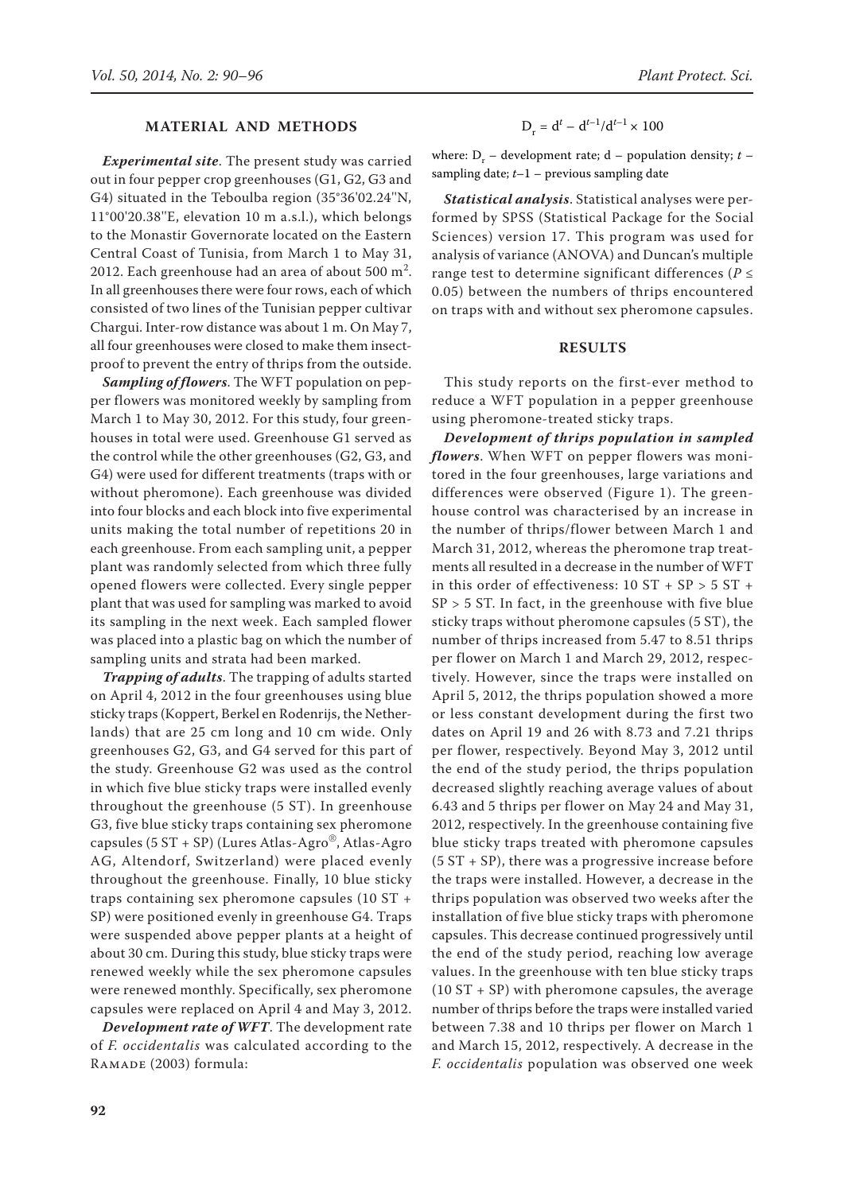## MATERIAL AND METHODS

***Experimental site***. The present study was carried out in four pepper crop greenhouses (G1, G2, G3 and G4) situated in the Teboulba region (35°36'02.24''N, 11°00'20.38''E, elevation 10 m a.s.l.), which belongs to the Monastir Governorate located on the Eastern Central Coast of Tunisia, from March 1 to May 31, 2012. Each greenhouse had an area of about 500 $m^2$. In all greenhouses there were four rows, each of which consisted of two lines of the Tunisian pepper cultivar Chargui. Inter-row distance was about 1 m. On May 7, all four greenhouses were closed to make them insect-proof to prevent the entry of thrips from the outside.

***Sampling of flowers***. The WFT population on pepper flowers was monitored weekly by sampling from March 1 to May 30, 2012. For this study, four greenhouses in total were used. Greenhouse G1 served as the control while the other greenhouses (G2, G3, and G4) were used for different treatments (traps with or without pheromone). Each greenhouse was divided into four blocks and each block into five experimental units making the total number of repetitions 20 in each greenhouse. From each sampling unit, a pepper plant was randomly selected from which three fully opened flowers were collected. Every single pepper plant that was used for sampling was marked to avoid its sampling in the next week. Each sampled flower was placed into a plastic bag on which the number of sampling units and strata had been marked.

***Trapping of adults***. The trapping of adults started on April 4, 2012 in the four greenhouses using blue sticky traps (Koppert, Berkel en Rodenrijs, the Netherlands) that are 25 cm long and 10 cm wide. Only greenhouses G2, G3, and G4 served for this part of the study. Greenhouse G2 was used as the control in which five blue sticky traps were installed evenly throughout the greenhouse (5 ST). In greenhouse G3, five blue sticky traps containing sex pheromone capsules (5 ST + SP) (Lures Atlas-Agro®, Atlas-Agro AG, Altendorf, Switzerland) were placed evenly throughout the greenhouse. Finally, 10 blue sticky traps containing sex pheromone capsules (10 ST + SP) were positioned evenly in greenhouse G4. Traps were suspended above pepper plants at a height of about 30 cm. During this study, blue sticky traps were renewed weekly while the sex pheromone capsules were renewed monthly. Specifically, sex pheromone capsules were replaced on April 4 and May 3, 2012.

***Development rate of WFT***. The development rate of *F. occidentalis* was calculated according to the Ramade (2003) formula:

$$D_r = d^t - d^{t-1}/d^{t-1} \times 100$$

where: $D_r$ – development rate; d – population density; $t$ – sampling date; $t$–1 – previous sampling date

***Statistical analysis***. Statistical analyses were performed by SPSS (Statistical Package for the Social Sciences) version 17. This program was used for analysis of variance (ANOVA) and Duncan's multiple range test to determine significant differences ($P \leq 0.05$) between the numbers of thrips encountered on traps with and without sex pheromone capsules.

## RESULTS

This study reports on the first-ever method to reduce a WFT population in a pepper greenhouse using pheromone-treated sticky traps.

***Development of thrips population in sampled flowers***. When WFT on pepper flowers was monitored in the four greenhouses, large variations and differences were observed (Figure 1). The greenhouse control was characterised by an increase in the number of thrips/flower between March 1 and March 31, 2012, whereas the pheromone trap treatments all resulted in a decrease in the number of WFT in this order of effectiveness: 10 ST + SP > 5 ST + SP > 5 ST. In fact, in the greenhouse with five blue sticky traps without pheromone capsules (5 ST), the number of thrips increased from 5.47 to 8.51 thrips per flower on March 1 and March 29, 2012, respectively. However, since the traps were installed on April 5, 2012, the thrips population showed a more or less constant development during the first two dates on April 19 and 26 with 8.73 and 7.21 thrips per flower, respectively. Beyond May 3, 2012 until the end of the study period, the thrips population decreased slightly reaching average values of about 6.43 and 5 thrips per flower on May 24 and May 31, 2012, respectively. In the greenhouse containing five blue sticky traps treated with pheromone capsules (5 ST + SP), there was a progressive increase before the traps were installed. However, a decrease in the thrips population was observed two weeks after the installation of five blue sticky traps with pheromone capsules. This decrease continued progressively until the end of the study period, reaching low average values. In the greenhouse with ten blue sticky traps (10 ST + SP) with pheromone capsules, the average number of thrips before the traps were installed varied between 7.38 and 10 thrips per flower on March 1 and March 15, 2012, respectively. A decrease in the *F. occidentalis* population was observed one week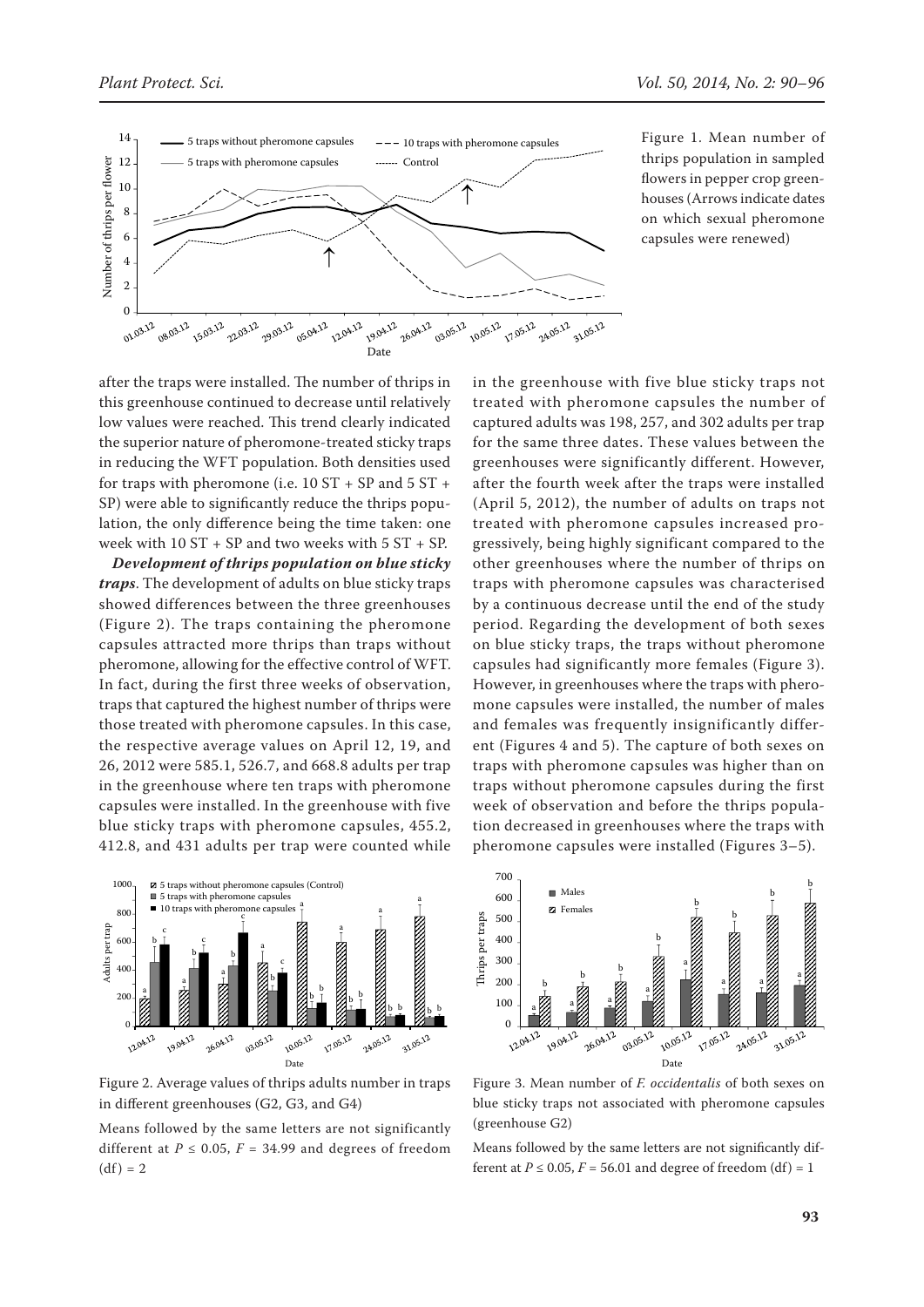Figure 1. Mean number of thrips population in sampled flowers in pepper crop greenhouses (Arrows indicate dates on which sexual pheromone capsules were renewed)

after the traps were installed. The number of thrips in this greenhouse continued to decrease until relatively low values were reached. This trend clearly indicated the superior nature of pheromone-treated sticky traps in reducing the WFT population. Both densities used for traps with pheromone (i.e. 10 ST + SP and 5 ST + SP) were able to significantly reduce the thrips population, the only difference being the time taken: one week with 10 ST + SP and two weeks with 5 ST + SP.

***Development of thrips population on blue sticky traps***. The development of adults on blue sticky traps showed differences between the three greenhouses (Figure 2). The traps containing the pheromone capsules attracted more thrips than traps without pheromone, allowing for the effective control of WFT. In fact, during the first three weeks of observation, traps that captured the highest number of thrips were those treated with pheromone capsules. In this case, the respective average values on April 12, 19, and 26, 2012 were 585.1, 526.7, and 668.8 adults per trap in the greenhouse where ten traps with pheromone capsules were installed. In the greenhouse with five blue sticky traps with pheromone capsules, 455.2, 412.8, and 431 adults per trap were counted while in the greenhouse with five blue sticky traps not treated with pheromone capsules the number of captured adults was 198, 257, and 302 adults per trap for the same three dates. These values between the greenhouses were significantly different. However, after the fourth week after the traps were installed (April 5, 2012), the number of adults on traps not treated with pheromone capsules increased progressively, being highly significant compared to the other greenhouses where the number of thrips on traps with pheromone capsules was characterised by a continuous decrease until the end of the study period. Regarding the development of both sexes on blue sticky traps, the traps without pheromone capsules had significantly more females (Figure 3). However, in greenhouses where the traps with pheromone capsules were installed, the number of males and females was frequently insignificantly different (Figures 4 and 5). The capture of both sexes on traps with pheromone capsules was higher than on traps without pheromone capsules during the first week of observation and before the thrips population decreased in greenhouses where the traps with pheromone capsules were installed (Figures 3–5).

Figure 2. Average values of thrips adults number in traps in different greenhouses (G2, G3, and G4)

Means followed by the same letters are not significantly different at $P \leq 0.05$, $F = 34.99$ and degrees of freedom (df) = 2

Figure 3. Mean number of *F. occidentalis* of both sexes on blue sticky traps not associated with pheromone capsules (greenhouse G2)

Means followed by the same letters are not significantly different at $P \leq 0.05$, $F = 56.01$ and degree of freedom (df) = 1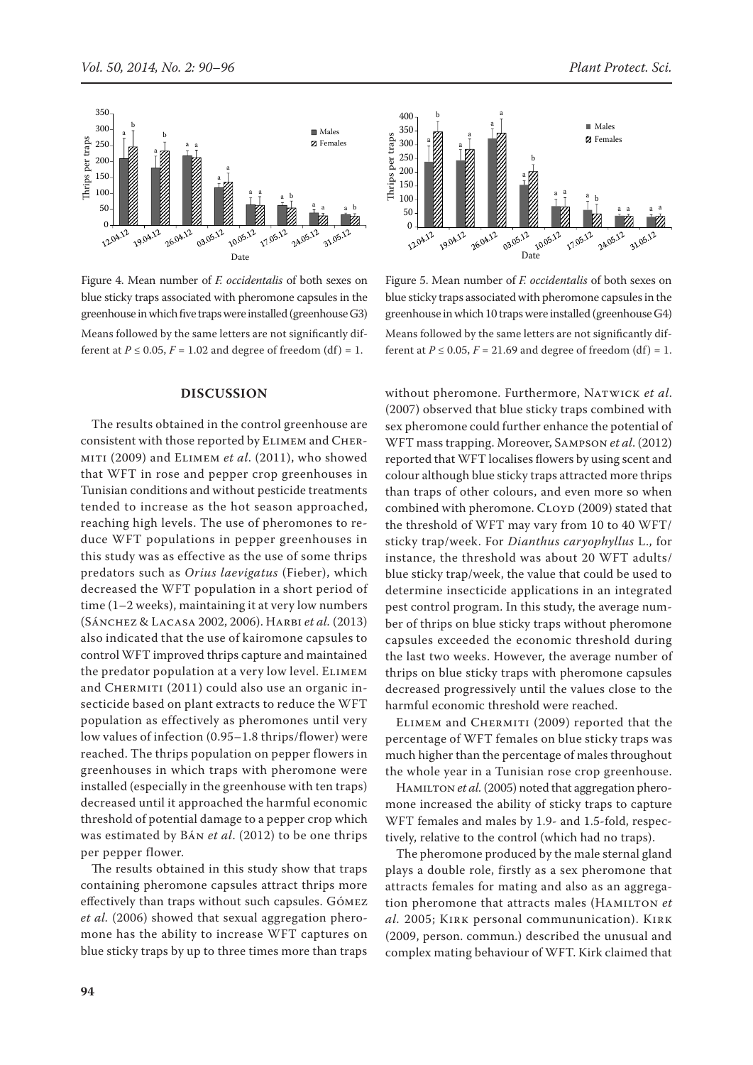Figure 4. Mean number of *F. occidentalis* of both sexes on blue sticky traps associated with pheromone capsules in the greenhouse in which five traps were installed (greenhouse G3)

Means followed by the same letters are not significantly different at $P \leq 0.05$, $F = 1.02$ and degree of freedom (df) = 1.

Figure 5. Mean number of *F. occidentalis* of both sexes on blue sticky traps associated with pheromone capsules in the greenhouse in which 10 traps were installed (greenhouse G4)

Means followed by the same letters are not significantly different at $P \leq 0.05$, $F = 21.69$ and degree of freedom (df) = 1.

## DISCUSSION

The results obtained in the control greenhouse are consistent with those reported by Elimem and Chermiti (2009) and Elimem *et al*. (2011), who showed that WFT in rose and pepper crop greenhouses in Tunisian conditions and without pesticide treatments tended to increase as the hot season approached, reaching high levels. The use of pheromones to reduce WFT populations in pepper greenhouses in this study was as effective as the use of some thrips predators such as *Orius laevigatus* (Fieber), which decreased the WFT population in a short period of time (1–2 weeks), maintaining it at very low numbers (Sánchez & Lacasa 2002, 2006). Harbi *et al.* (2013) also indicated that the use of kairomone capsules to control WFT improved thrips capture and maintained the predator population at a very low level. Elimem and Chermiti (2011) could also use an organic insecticide based on plant extracts to reduce the WFT population as effectively as pheromones until very low values of infection (0.95–1.8 thrips/flower) were reached. The thrips population on pepper flowers in greenhouses in which traps with pheromone were installed (especially in the greenhouse with ten traps) decreased until it approached the harmful economic threshold of potential damage to a pepper crop which was estimated by Bán *et al*. (2012) to be one thrips per pepper flower.

The results obtained in this study show that traps containing pheromone capsules attract thrips more effectively than traps without such capsules. Gómez *et al.* (2006) showed that sexual aggregation pheromone has the ability to increase WFT captures on blue sticky traps by up to three times more than traps without pheromone. Furthermore, Natwick *et al*. (2007) observed that blue sticky traps combined with sex pheromone could further enhance the potential of WFT mass trapping. Moreover, Sampson *et al*. (2012) reported that WFT localises flowers by using scent and colour although blue sticky traps attracted more thrips than traps of other colours, and even more so when combined with pheromone. Cloyd (2009) stated that the threshold of WFT may vary from 10 to 40 WFT/sticky trap/week. For *Dianthus caryophyllus* L., for instance, the threshold was about 20 WFT adults/blue sticky trap/week, the value that could be used to determine insecticide applications in an integrated pest control program. In this study, the average number of thrips on blue sticky traps without pheromone capsules exceeded the economic threshold during the last two weeks. However, the average number of thrips on blue sticky traps with pheromone capsules decreased progressively until the values close to the harmful economic threshold were reached.

Elimem and Chermiti (2009) reported that the percentage of WFT females on blue sticky traps was much higher than the percentage of males throughout the whole year in a Tunisian rose crop greenhouse.

Hamilton *et al.* (2005) noted that aggregation pheromone increased the ability of sticky traps to capture WFT females and males by 1.9- and 1.5-fold, respectively, relative to the control (which had no traps).

The pheromone produced by the male sternal gland plays a double role, firstly as a sex pheromone that attracts females for mating and also as an aggregation pheromone that attracts males (Hamilton *et al*. 2005; Kirk personal communumication). Kirk (2009, person. commun.) described the unusual and complex mating behaviour of WFT. Kirk claimed that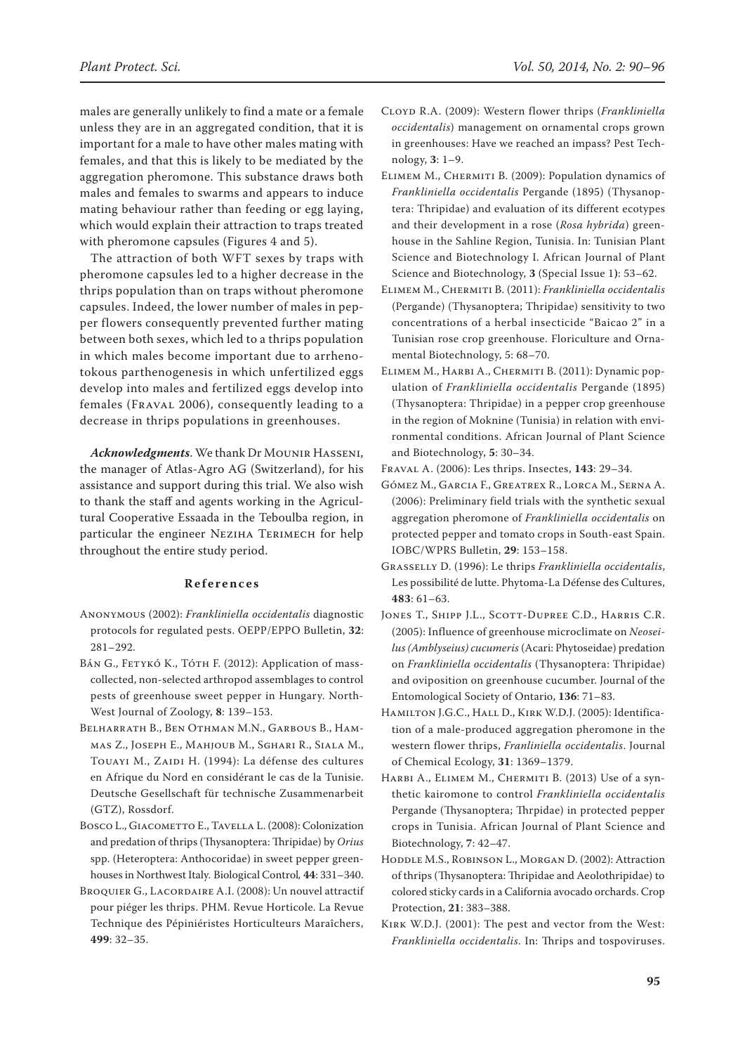males are generally unlikely to find a mate or a female unless they are in an aggregated condition, that it is important for a male to have other males mating with females, and that this is likely to be mediated by the aggregation pheromone. This substance draws both males and females to swarms and appears to induce mating behaviour rather than feeding or egg laying, which would explain their attraction to traps treated with pheromone capsules (Figures 4 and 5).

The attraction of both WFT sexes by traps with pheromone capsules led to a higher decrease in the thrips population than on traps without pheromone capsules. Indeed, the lower number of males in pepper flowers consequently prevented further mating between both sexes, which led to a thrips population in which males become important due to arrhenotokous parthenogenesis in which unfertilized eggs develop into males and fertilized eggs develop into females (Fraval 2006), consequently leading to a decrease in thrips populations in greenhouses.

***Acknowledgments***. We thank Dr Mounir Hasseni, the manager of Atlas-Agro AG (Switzerland), for his assistance and support during this trial. We also wish to thank the staff and agents working in the Agricultural Cooperative Essaada in the Teboulba region, in particular the engineer Neziha Terimech for help throughout the entire study period.

## References

Anonymous (2002): *Frankliniella occidentalis* diagnostic protocols for regulated pests. OEPP/EPPO Bulletin, **32**: 281–292.

Bán G., Fetykó K., Tóth F. (2012): Application of mass-collected, non-selected arthropod assemblages to control pests of greenhouse sweet pepper in Hungary. North-West Journal of Zoology, **8**: 139–153.

Belharrath B., Ben Othman M.N., Garbous B., Hammas Z., Joseph E., Mahjoub M., Sghari R., Siala M., Touayi M., Zaidi H. (1994): La défense des cultures en Afrique du Nord en considérant le cas de la Tunisie. Deutsche Gesellschaft für technische Zusammenarbeit (GTZ), Rossdorf.

Bosco L., Giacometto E., Tavella L. (2008): Colonization and predation of thrips (Thysanoptera: Thripidae) by *Orius* spp. (Heteroptera: Anthocoridae) in sweet pepper greenhouses in Northwest Italy. Biological Control, **44**: 331–340.

Broquier G., Lacordaire A.I. (2008): Un nouvel attractif pour piéger les thrips. PHM. Revue Horticole. La Revue Technique des Pépiniéristes Horticulteurs Maraîchers, **499**: 32–35.

Cloyd R.A. (2009): Western flower thrips (*Frankliniella occidentalis*) management on ornamental crops grown in greenhouses: Have we reached an impass? Pest Technology, **3**: 1–9.

Elimem M., Chermiti B. (2009): Population dynamics of *Frankliniella occidentalis* Pergande (1895) (Thysanoptera: Thripidae) and evaluation of its different ecotypes and their development in a rose (*Rosa hybrida*) greenhouse in the Sahline Region, Tunisia. In: Tunisian Plant Science and Biotechnology I. African Journal of Plant Science and Biotechnology, **3** (Special Issue 1): 53–62.

Elimem M., Chermiti B. (2011): *Frankliniella occidentalis* (Pergande) (Thysanoptera; Thripidae) sensitivity to two concentrations of a herbal insecticide "Baicao 2" in a Tunisian rose crop greenhouse. Floriculture and Ornamental Biotechnology, 5: 68–70.

Elimem M., Harbi A., Chermiti B. (2011): Dynamic population of *Frankliniella occidentalis* Pergande (1895) (Thysanoptera: Thripidae) in a pepper crop greenhouse in the region of Moknine (Tunisia) in relation with environmental conditions. African Journal of Plant Science and Biotechnology, **5**: 30–34.

Fraval A. (2006): Les thrips. Insectes, **143**: 29–34.

Gómez M., Garcia F., Greatrex R., Lorca M., Serna A. (2006): Preliminary field trials with the synthetic sexual aggregation pheromone of *Frankliniella occidentalis* on protected pepper and tomato crops in South-east Spain. IOBC/WPRS Bulletin, **29**: 153–158.

Grasselly D. (1996): Le thrips *Frankliniella occidentalis*, Les possibilité de lutte. Phytoma-La Défense des Cultures, **483**: 61–63.

Jones T., Shipp J.L., Scott-Dupree C.D., Harris C.R. (2005): Influence of greenhouse microclimate on *Neoseilus (Amblyseius) cucumeris* (Acari: Phytoseidae) predation on *Frankliniella occidentalis* (Thysanoptera: Thripidae) and oviposition on greenhouse cucumber. Journal of the Entomological Society of Ontario, **136**: 71–83.

Hamilton J.G.C., Hall D., Kirk W.D.J. (2005): Identification of a male-produced aggregation pheromone in the western flower thrips, *Franliniella occidentalis*. Journal of Chemical Ecology, **31**: 1369–1379.

Harbi A., Elimem M., Chermiti B. (2013) Use of a synthetic kairomone to control *Frankliniella occidentalis* Pergande (Thysanoptera; Thrpidae) in protected pepper crops in Tunisia. African Journal of Plant Science and Biotechnology, **7**: 42–47.

Hoddle M.S., Robinson L., Morgan D. (2002): Attraction of thrips (Thysanoptera: Thripidae and Aeolothripidae) to colored sticky cards in a California avocado orchards. Crop Protection, **21**: 383–388.

Kirk W.D.J. (2001): The pest and vector from the West: *Frankliniella occidentalis*. In: Thrips and tospoviruses.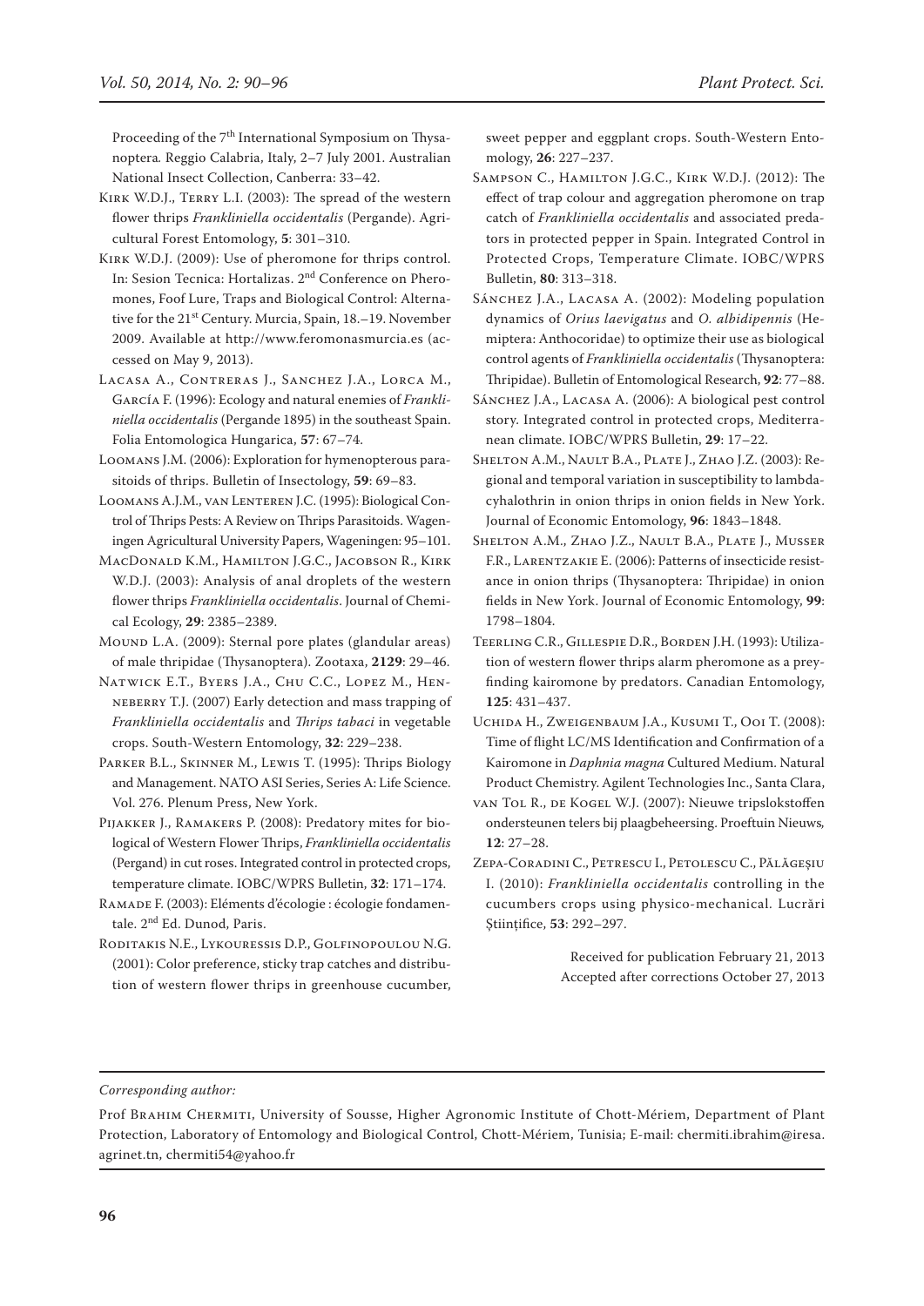Proceeding of the 7th International Symposium on Thysanoptera. Reggio Calabria, Italy, 2–7 July 2001. Australian National Insect Collection, Canberra: 33–42.

Kirk W.D.J., Terry L.I. (2003): The spread of the western flower thrips *Frankliniella occidentalis* (Pergande). Agricultural Forest Entomology, **5**: 301–310.

Kirk W.D.J. (2009): Use of pheromone for thrips control. In: Sesion Tecnica: Hortalizas. 2nd Conference on Pheromones, Foof Lure, Traps and Biological Control: Alternative for the 21st Century. Murcia, Spain, 18.–19. November 2009. Available at http://www.feromonasmurcia.es (accessed on May 9, 2013).

Lacasa A., Contreras J., Sanchez J.A., Lorca M., García F. (1996): Ecology and natural enemies of *Frankliniella occidentalis* (Pergande 1895) in the southeast Spain. Folia Entomologica Hungarica, **57**: 67–74.

Loomans J.M. (2006): Exploration for hymenopterous parasitoids of thrips. Bulletin of Insectology, **59**: 69–83.

Loomans A.J.M., van Lenteren J.C. (1995): Biological Control of Thrips Pests: A Review on Thrips Parasitoids. Wageningen Agricultural University Papers, Wageningen: 95–101.

MacDonald K.M., Hamilton J.G.C., Jacobson R., Kirk W.D.J. (2003): Analysis of anal droplets of the western flower thrips *Frankliniella occidentalis*. Journal of Chemical Ecology, **29**: 2385–2389.

Mound L.A. (2009): Sternal pore plates (glandular areas) of male thripidae (Thysanoptera). Zootaxa, **2129**: 29–46.

Natwick E.T., Byers J.A., Chu C.C., Lopez M., Henneberry T.J. (2007) Early detection and mass trapping of *Frankliniella occidentalis* and *Thrips tabaci* in vegetable crops. South-Western Entomology, **32**: 229–238.

Parker B.L., Skinner M., Lewis T. (1995): Thrips Biology and Management. NATO ASI Series, Series A: Life Science. Vol. 276. Plenum Press, New York.

Pijakker J., Ramakers P. (2008): Predatory mites for biological of Western Flower Thrips, *Frankliniella occidentalis* (Pergand) in cut roses. Integrated control in protected crops, temperature climate. IOBC/WPRS Bulletin, **32**: 171–174.

Ramade F. (2003): Eléments d'écologie : écologie fondamentale. 2nd Ed. Dunod, Paris.

Roditakis N.E., Lykouressis D.P., Golfinopoulou N.G. (2001): Color preference, sticky trap catches and distribution of western flower thrips in greenhouse cucumber, sweet pepper and eggplant crops. South-Western Entomology, **26**: 227–237.

Sampson C., Hamilton J.G.C., Kirk W.D.J. (2012): The effect of trap colour and aggregation pheromone on trap catch of *Frankliniella occidentalis* and associated predators in protected pepper in Spain. Integrated Control in Protected Crops, Temperature Climate. IOBC/WPRS Bulletin, **80**: 313–318.

Sánchez J.A., Lacasa A. (2002): Modeling population dynamics of *Orius laevigatus* and *O. albidipennis* (Hemiptera: Anthocoridae) to optimize their use as biological control agents of *Frankliniella occidentalis* (Thysanoptera: Thripidae). Bulletin of Entomological Research, **92**: 77–88.

Sánchez J.A., Lacasa A. (2006): A biological pest control story. Integrated control in protected crops, Mediterranean climate. IOBC/WPRS Bulletin, **29**: 17–22.

Shelton A.M., Nault B.A., Plate J., Zhao J.Z. (2003): Regional and temporal variation in susceptibility to lambdacyhalothrin in onion thrips in onion fields in New York. Journal of Economic Entomology, **96**: 1843–1848.

Shelton A.M., Zhao J.Z., Nault B.A., Plate J., Musser F.R., Larentzakie E. (2006): Patterns of insecticide resistance in onion thrips (Thysanoptera: Thripidae) in onion fields in New York. Journal of Economic Entomology, **99**: 1798–1804.

Teerling C.R., Gillespie D.R., Borden J.H. (1993): Utilization of western flower thrips alarm pheromone as a prey-finding kairomone by predators. Canadian Entomology, **125**: 431–437.

Uchida H., Zweigenbaum J.A., Kusumi T., Ooi T. (2008): Time of flight LC/MS Identification and Confirmation of a Kairomone in *Daphnia magna* Cultured Medium. Natural Product Chemistry. Agilent Technologies Inc., Santa Clara,

van Tol R., de Kogel W.J. (2007): Nieuwe tripslokstoffen ondersteunen telers bij plaagbeheersing. Proeftuin Nieuws, **12**: 27–28.

Zepa-Coradini C., Petrescu I., Petolescu C., Pălăgeşiu I. (2010): *Frankliniella occidentalis* controlling in the cucumbers crops using physico-mechanical. Lucrări Ştiinţifice, **53**: 292–297.

Received for publication February 21, 2013
Accepted after corrections October 27, 2013

*Corresponding author:*

Prof Brahim Chermiti, University of Sousse, Higher Agronomic Institute of Chott-Mériem, Department of Plant Protection, Laboratory of Entomology and Biological Control, Chott-Mériem, Tunisia; E-mail: chermiti.ibrahim@iresa.agrinet.tn, chermiti54@yahoo.fr